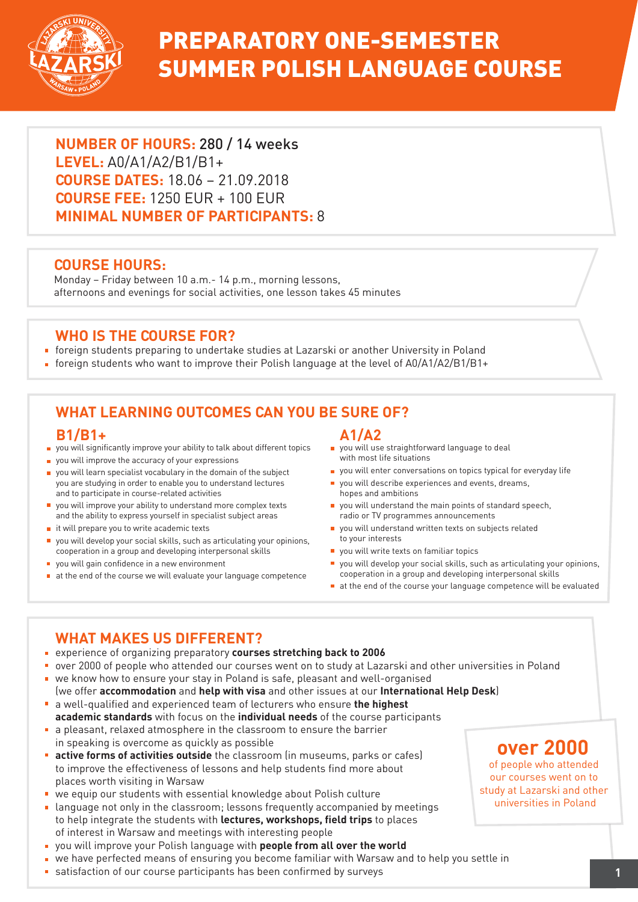# PREPARATORY ONE-SEMESTER SUMMER POLISH LANGUAGE COURSE

**NUMBER OF HOURS:** 280 / 14 weeks
**LEVEL:** A0/A1/A2/B1/B1+
**COURSE DATES:** 18.06 – 21.09.2018
**COURSE FEE:** 1250 EUR + 100 EUR
**MINIMAL NUMBER OF PARTICIPANTS:** 8

## COURSE HOURS:

Monday – Friday between 10 a.m.- 14 p.m., morning lessons, afternoons and evenings for social activities, one lesson takes 45 minutes

## WHO IS THE COURSE FOR?

- foreign students preparing to undertake studies at Lazarski or another University in Poland
- foreign students who want to improve their Polish language at the level of A0/A1/A2/B1/B1+

## WHAT LEARNING OUTCOMES CAN YOU BE SURE OF?

### B1/B1+

- you will significantly improve your ability to talk about different topics
- you will improve the accuracy of your expressions
- you will learn specialist vocabulary in the domain of the subject you are studying in order to enable you to understand lectures and to participate in course-related activities
- you will improve your ability to understand more complex texts and the ability to express yourself in specialist subject areas
- it will prepare you to write academic texts
- you will develop your social skills, such as articulating your opinions, cooperation in a group and developing interpersonal skills
- you will gain confidence in a new environment
- at the end of the course we will evaluate your language competence

### A1/A2

- you will use straightforward language to deal with most life situations
- you will enter conversations on topics typical for everyday life
- you will describe experiences and events, dreams, hopes and ambitions
- you will understand the main points of standard speech, radio or TV programmes announcements
- you will understand written texts on subjects related to your interests
- you will write texts on familiar topics
- you will develop your social skills, such as articulating your opinions, cooperation in a group and developing interpersonal skills
- at the end of the course your language competence will be evaluated

## WHAT MAKES US DIFFERENT?

- experience of organizing preparatory **courses stretching back to 2006**
- over 2000 of people who attended our courses went on to study at Lazarski and other universities in Poland
- we know how to ensure your stay in Poland is safe, pleasant and well-organised (we offer **accommodation** and **help with visa** and other issues at our **International Help Desk**)
- a well-qualified and experienced team of lecturers who ensure **the highest academic standards** with focus on the **individual needs** of the course participants
- a pleasant, relaxed atmosphere in the classroom to ensure the barrier in speaking is overcome as quickly as possible
- **active forms of activities outside** the classroom (in museums, parks or cafes) to improve the effectiveness of lessons and help students find more about places worth visiting in Warsaw
- we equip our students with essential knowledge about Polish culture
- language not only in the classroom; lessons frequently accompanied by meetings to help integrate the students with **lectures, workshops, field trips** to places of interest in Warsaw and meetings with interesting people
- you will improve your Polish language with **people from all over the world**
- we have perfected means of ensuring you become familiar with Warsaw and to help you settle in
- satisfaction of our course participants has been confirmed by surveys

**over 2000**
of people who attended our courses went on to study at Lazarski and other universities in Poland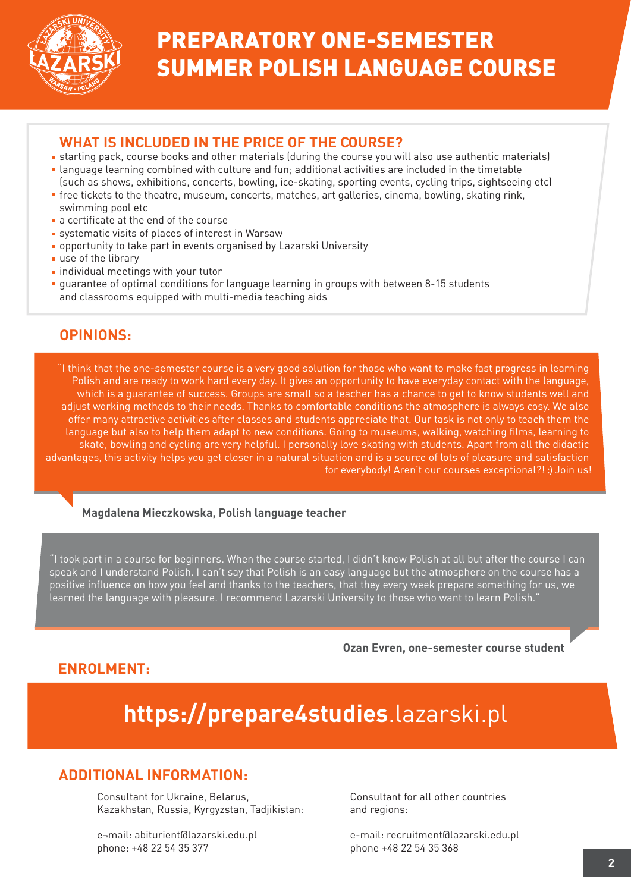# PREPARATORY ONE-SEMESTER SUMMER POLISH LANGUAGE COURSE

## WHAT IS INCLUDED IN THE PRICE OF THE COURSE?

- starting pack, course books and other materials (during the course you will also use authentic materials)
- language learning combined with culture and fun; additional activities are included in the timetable (such as shows, exhibitions, concerts, bowling, ice-skating, sporting events, cycling trips, sightseeing etc)
- free tickets to the theatre, museum, concerts, matches, art galleries, cinema, bowling, skating rink, swimming pool etc
- a certificate at the end of the course
- systematic visits of places of interest in Warsaw
- opportunity to take part in events organised by Lazarski University
- use of the library
- individual meetings with your tutor
- guarantee of optimal conditions for language learning in groups with between 8-15 students and classrooms equipped with multi-media teaching aids

## OPINIONS:

"I think that the one-semester course is a very good solution for those who want to make fast progress in learning Polish and are ready to work hard every day. It gives an opportunity to have everyday contact with the language, which is a guarantee of success. Groups are small so a teacher has a chance to get to know students well and adjust working methods to their needs. Thanks to comfortable conditions the atmosphere is always cosy. We also offer many attractive activities after classes and students appreciate that. Our task is not only to teach them the language but also to help them adapt to new conditions. Going to museums, walking, watching films, learning to skate, bowling and cycling are very helpful. I personally love skating with students. Apart from all the didactic advantages, this activity helps you get closer in a natural situation and is a source of lots of pleasure and satisfaction for everybody! Aren't our courses exceptional?! :) Join us!

**Magdalena Mieczkowska, Polish language teacher**

"I took part in a course for beginners. When the course started, I didn't know Polish at all but after the course I can speak and I understand Polish. I can't say that Polish is an easy language but the atmosphere on the course has a positive influence on how you feel and thanks to the teachers, that they every week prepare something for us, we learned the language with pleasure. I recommend Lazarski University to those who want to learn Polish."

**Ozan Evren, one-semester course student**

## ENROLMENT:

**https://prepare4studies**.lazarski.pl

## ADDITIONAL INFORMATION:

Consultant for Ukraine, Belarus, Kazakhstan, Russia, Kyrgyzstan, Tadjikistan:

e¬mail: abiturient@lazarski.edu.pl
phone: +48 22 54 35 377

Consultant for all other countries and regions:

e-mail: recruitment@lazarski.edu.pl
phone +48 22 54 35 368